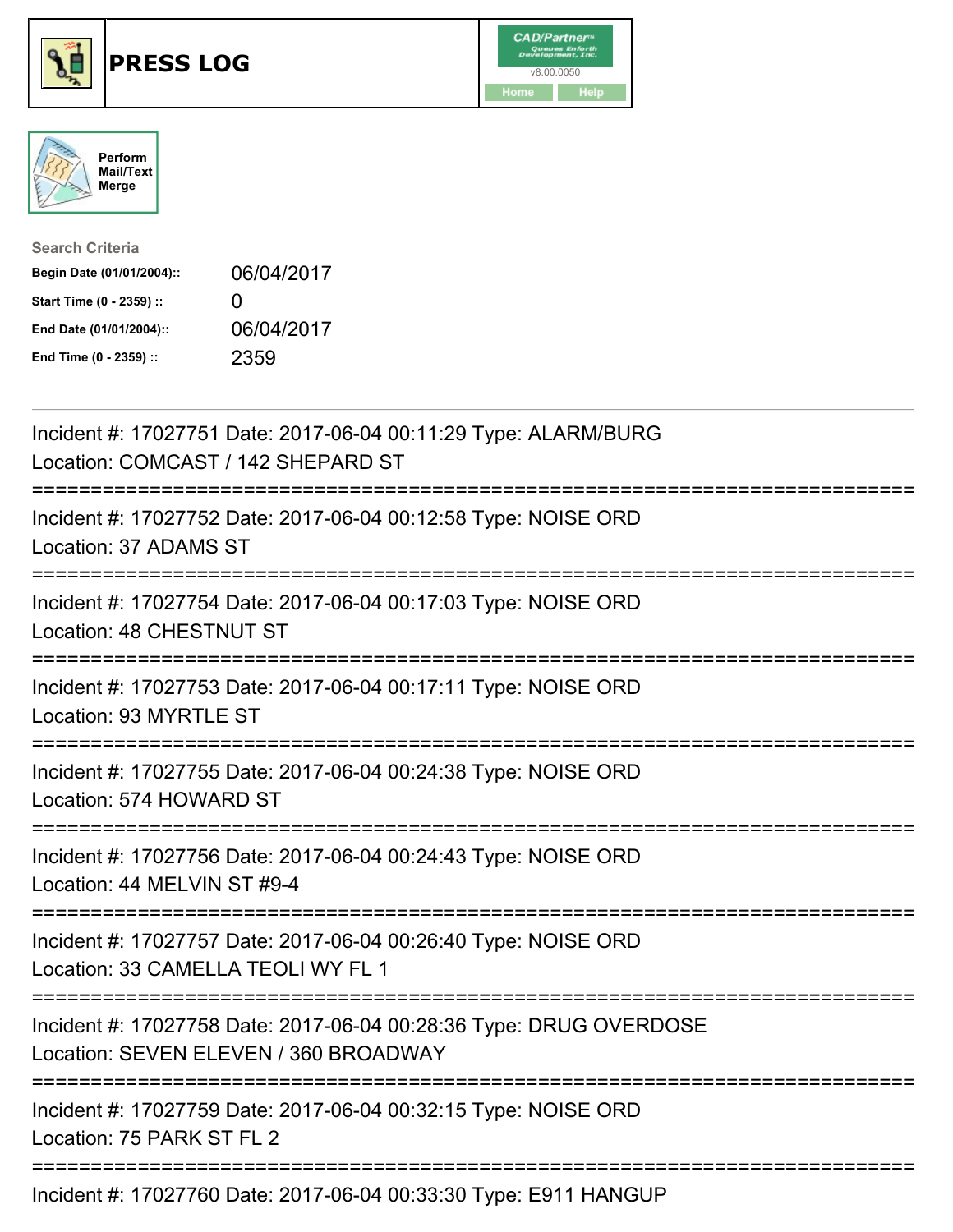# PRESS LOG

CAD/Partner
v8.00.0050
Home Help

Perform Mail/Text Merge

**Search Criteria**

| | |
|---|---|
| Begin Date (01/01/2004):: | 06/04/2017 |
| Start Time (0 - 2359) :: | 0 |
| End Date (01/01/2004):: | 06/04/2017 |
| End Time (0 - 2359) :: | 2359 |

---

Incident #: 17027751 Date: 2017-06-04 00:11:29 Type: ALARM/BURG
Location: COMCAST / 142 SHEPARD ST

===========================================================================

Incident #: 17027752 Date: 2017-06-04 00:12:58 Type: NOISE ORD
Location: 37 ADAMS ST

===========================================================================

Incident #: 17027754 Date: 2017-06-04 00:17:03 Type: NOISE ORD
Location: 48 CHESTNUT ST

===========================================================================

Incident #: 17027753 Date: 2017-06-04 00:17:11 Type: NOISE ORD
Location: 93 MYRTLE ST

===========================================================================

Incident #: 17027755 Date: 2017-06-04 00:24:38 Type: NOISE ORD
Location: 574 HOWARD ST

===========================================================================

Incident #: 17027756 Date: 2017-06-04 00:24:43 Type: NOISE ORD
Location: 44 MELVIN ST #9-4

===========================================================================

Incident #: 17027757 Date: 2017-06-04 00:26:40 Type: NOISE ORD
Location: 33 CAMELLA TEOLI WY FL 1

===========================================================================

Incident #: 17027758 Date: 2017-06-04 00:28:36 Type: DRUG OVERDOSE
Location: SEVEN ELEVEN / 360 BROADWAY

===========================================================================

Incident #: 17027759 Date: 2017-06-04 00:32:15 Type: NOISE ORD
Location: 75 PARK ST FL 2

===========================================================================

Incident #: 17027760 Date: 2017-06-04 00:33:30 Type: E911 HANGUP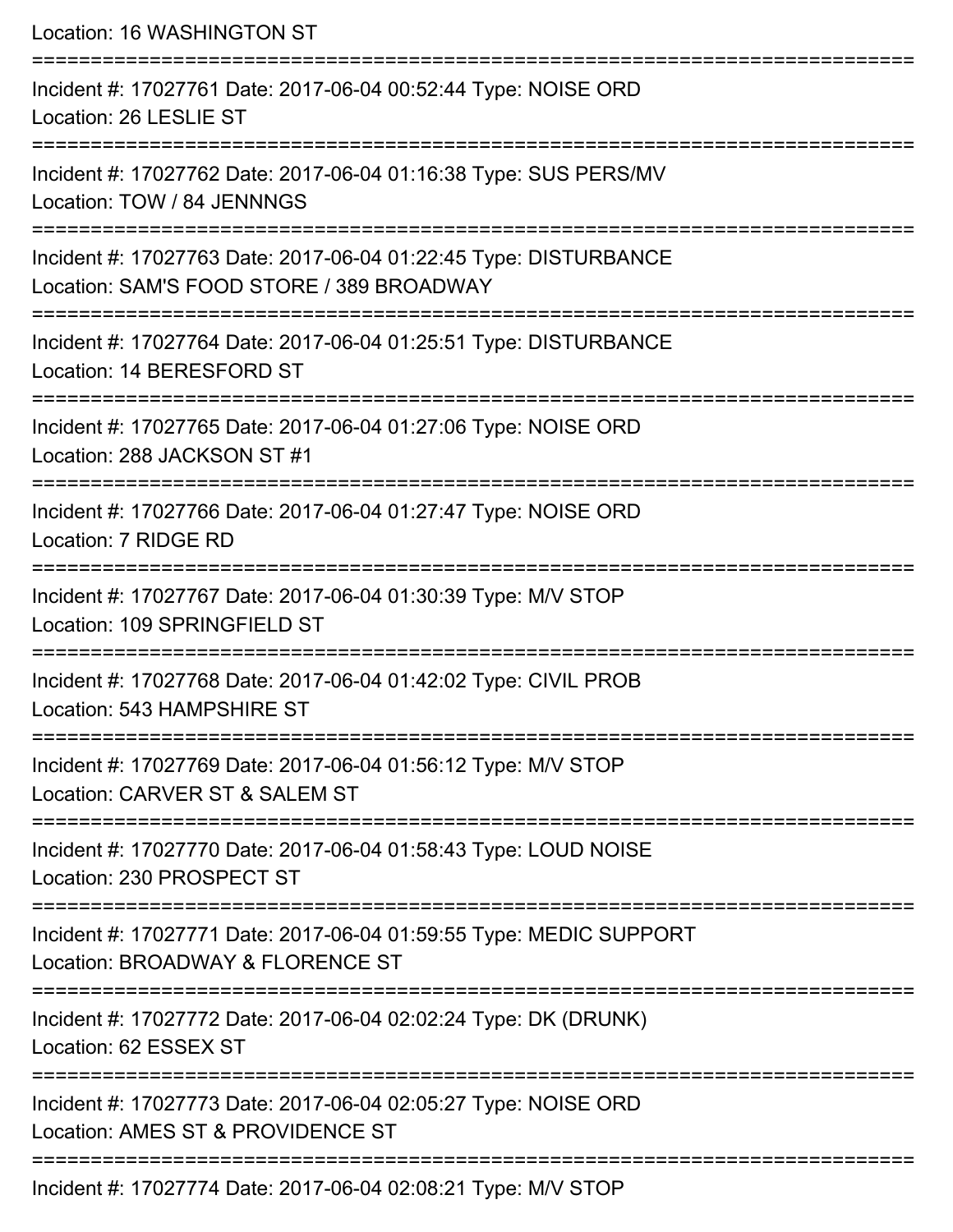Location: 16 WASHINGTON ST

===========================================================================

Incident #: 17027761 Date: 2017-06-04 00:52:44 Type: NOISE ORD
Location: 26 LESLIE ST

===========================================================================

Incident #: 17027762 Date: 2017-06-04 01:16:38 Type: SUS PERS/MV
Location: TOW / 84 JENNNGS

===========================================================================

Incident #: 17027763 Date: 2017-06-04 01:22:45 Type: DISTURBANCE
Location: SAM'S FOOD STORE / 389 BROADWAY

===========================================================================

Incident #: 17027764 Date: 2017-06-04 01:25:51 Type: DISTURBANCE
Location: 14 BERESFORD ST

===========================================================================

Incident #: 17027765 Date: 2017-06-04 01:27:06 Type: NOISE ORD
Location: 288 JACKSON ST #1

===========================================================================

Incident #: 17027766 Date: 2017-06-04 01:27:47 Type: NOISE ORD
Location: 7 RIDGE RD

===========================================================================

Incident #: 17027767 Date: 2017-06-04 01:30:39 Type: M/V STOP
Location: 109 SPRINGFIELD ST

===========================================================================

Incident #: 17027768 Date: 2017-06-04 01:42:02 Type: CIVIL PROB
Location: 543 HAMPSHIRE ST

===========================================================================

Incident #: 17027769 Date: 2017-06-04 01:56:12 Type: M/V STOP
Location: CARVER ST & SALEM ST

===========================================================================

Incident #: 17027770 Date: 2017-06-04 01:58:43 Type: LOUD NOISE
Location: 230 PROSPECT ST

===========================================================================

Incident #: 17027771 Date: 2017-06-04 01:59:55 Type: MEDIC SUPPORT
Location: BROADWAY & FLORENCE ST

===========================================================================

Incident #: 17027772 Date: 2017-06-04 02:02:24 Type: DK (DRUNK)
Location: 62 ESSEX ST

===========================================================================

Incident #: 17027773 Date: 2017-06-04 02:05:27 Type: NOISE ORD
Location: AMES ST & PROVIDENCE ST

===========================================================================

Incident #: 17027774 Date: 2017-06-04 02:08:21 Type: M/V STOP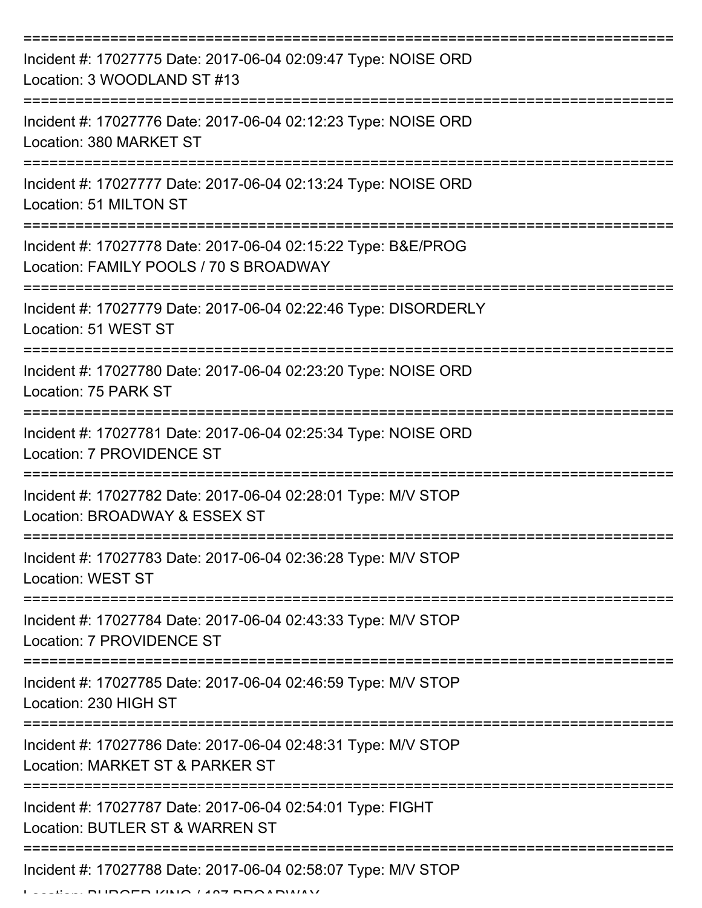===========================================================================

Incident #: 17027775 Date: 2017-06-04 02:09:47 Type: NOISE ORD
Location: 3 WOODLAND ST #13

===========================================================================

Incident #: 17027776 Date: 2017-06-04 02:12:23 Type: NOISE ORD
Location: 380 MARKET ST

===========================================================================

Incident #: 17027777 Date: 2017-06-04 02:13:24 Type: NOISE ORD
Location: 51 MILTON ST

===========================================================================

Incident #: 17027778 Date: 2017-06-04 02:15:22 Type: B&E/PROG
Location: FAMILY POOLS / 70 S BROADWAY

===========================================================================

Incident #: 17027779 Date: 2017-06-04 02:22:46 Type: DISORDERLY
Location: 51 WEST ST

===========================================================================

Incident #: 17027780 Date: 2017-06-04 02:23:20 Type: NOISE ORD
Location: 75 PARK ST

===========================================================================

Incident #: 17027781 Date: 2017-06-04 02:25:34 Type: NOISE ORD
Location: 7 PROVIDENCE ST

===========================================================================

Incident #: 17027782 Date: 2017-06-04 02:28:01 Type: M/V STOP
Location: BROADWAY & ESSEX ST

===========================================================================

Incident #: 17027783 Date: 2017-06-04 02:36:28 Type: M/V STOP
Location: WEST ST

===========================================================================

Incident #: 17027784 Date: 2017-06-04 02:43:33 Type: M/V STOP
Location: 7 PROVIDENCE ST

===========================================================================

Incident #: 17027785 Date: 2017-06-04 02:46:59 Type: M/V STOP
Location: 230 HIGH ST

===========================================================================

Incident #: 17027786 Date: 2017-06-04 02:48:31 Type: M/V STOP
Location: MARKET ST & PARKER ST

===========================================================================

Incident #: 17027787 Date: 2017-06-04 02:54:01 Type: FIGHT
Location: BUTLER ST & WARREN ST

===========================================================================

Incident #: 17027788 Date: 2017-06-04 02:58:07 Type: M/V STOP
Location: BURGER KING / 187 BROADWAY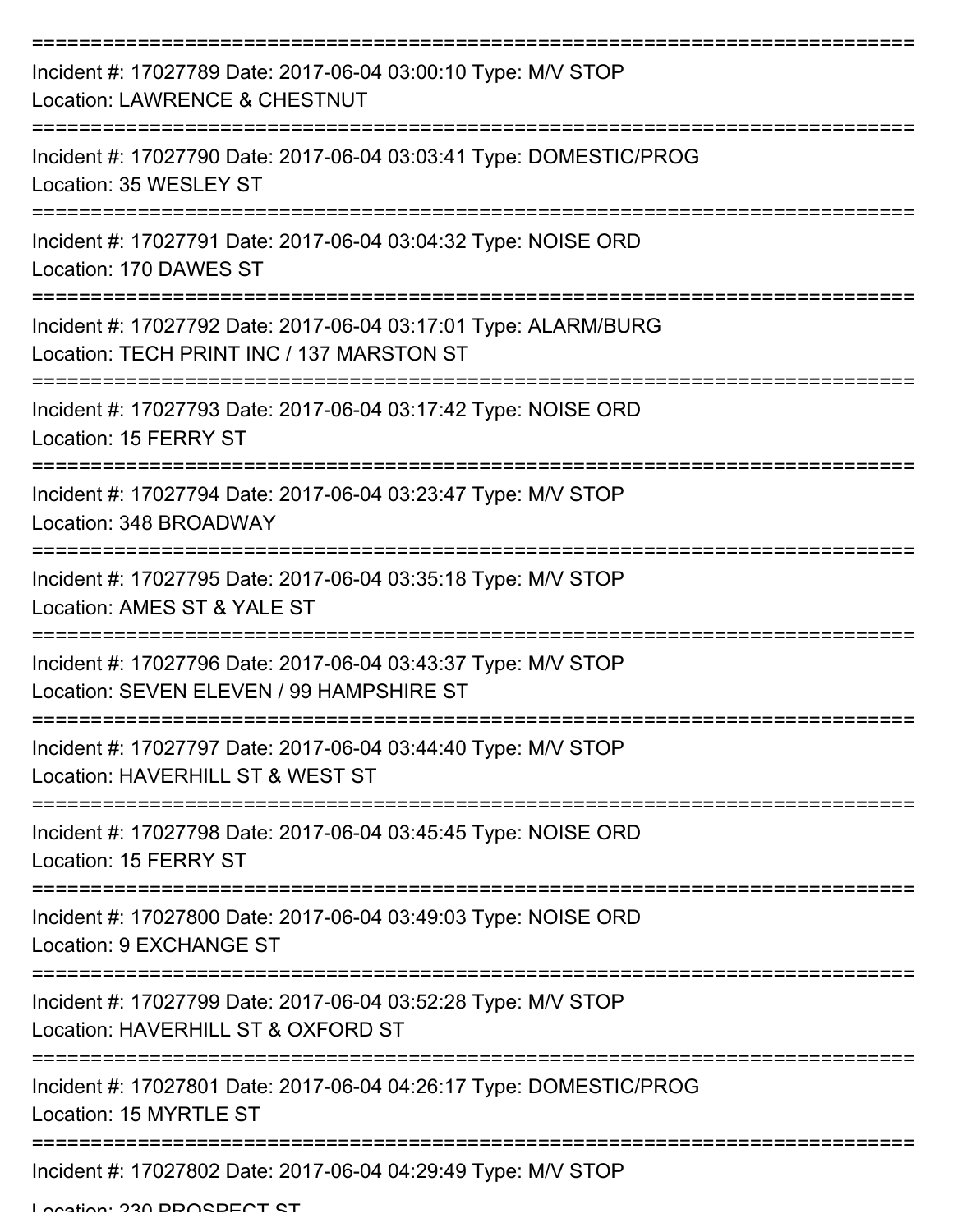===========================================================================

Incident #: 17027789 Date: 2017-06-04 03:00:10 Type: M/V STOP
Location: LAWRENCE & CHESTNUT

===========================================================================

Incident #: 17027790 Date: 2017-06-04 03:03:41 Type: DOMESTIC/PROG
Location: 35 WESLEY ST

===========================================================================

Incident #: 17027791 Date: 2017-06-04 03:04:32 Type: NOISE ORD
Location: 170 DAWES ST

===========================================================================

Incident #: 17027792 Date: 2017-06-04 03:17:01 Type: ALARM/BURG
Location: TECH PRINT INC / 137 MARSTON ST

===========================================================================

Incident #: 17027793 Date: 2017-06-04 03:17:42 Type: NOISE ORD
Location: 15 FERRY ST

===========================================================================

Incident #: 17027794 Date: 2017-06-04 03:23:47 Type: M/V STOP
Location: 348 BROADWAY

===========================================================================

Incident #: 17027795 Date: 2017-06-04 03:35:18 Type: M/V STOP
Location: AMES ST & YALE ST

===========================================================================

Incident #: 17027796 Date: 2017-06-04 03:43:37 Type: M/V STOP
Location: SEVEN ELEVEN / 99 HAMPSHIRE ST

===========================================================================

Incident #: 17027797 Date: 2017-06-04 03:44:40 Type: M/V STOP
Location: HAVERHILL ST & WEST ST

===========================================================================

Incident #: 17027798 Date: 2017-06-04 03:45:45 Type: NOISE ORD
Location: 15 FERRY ST

===========================================================================

Incident #: 17027800 Date: 2017-06-04 03:49:03 Type: NOISE ORD
Location: 9 EXCHANGE ST

===========================================================================

Incident #: 17027799 Date: 2017-06-04 03:52:28 Type: M/V STOP
Location: HAVERHILL ST & OXFORD ST

===========================================================================

Incident #: 17027801 Date: 2017-06-04 04:26:17 Type: DOMESTIC/PROG
Location: 15 MYRTLE ST

===========================================================================

Incident #: 17027802 Date: 2017-06-04 04:29:49 Type: M/V STOP
Location: 230 PROSPECT ST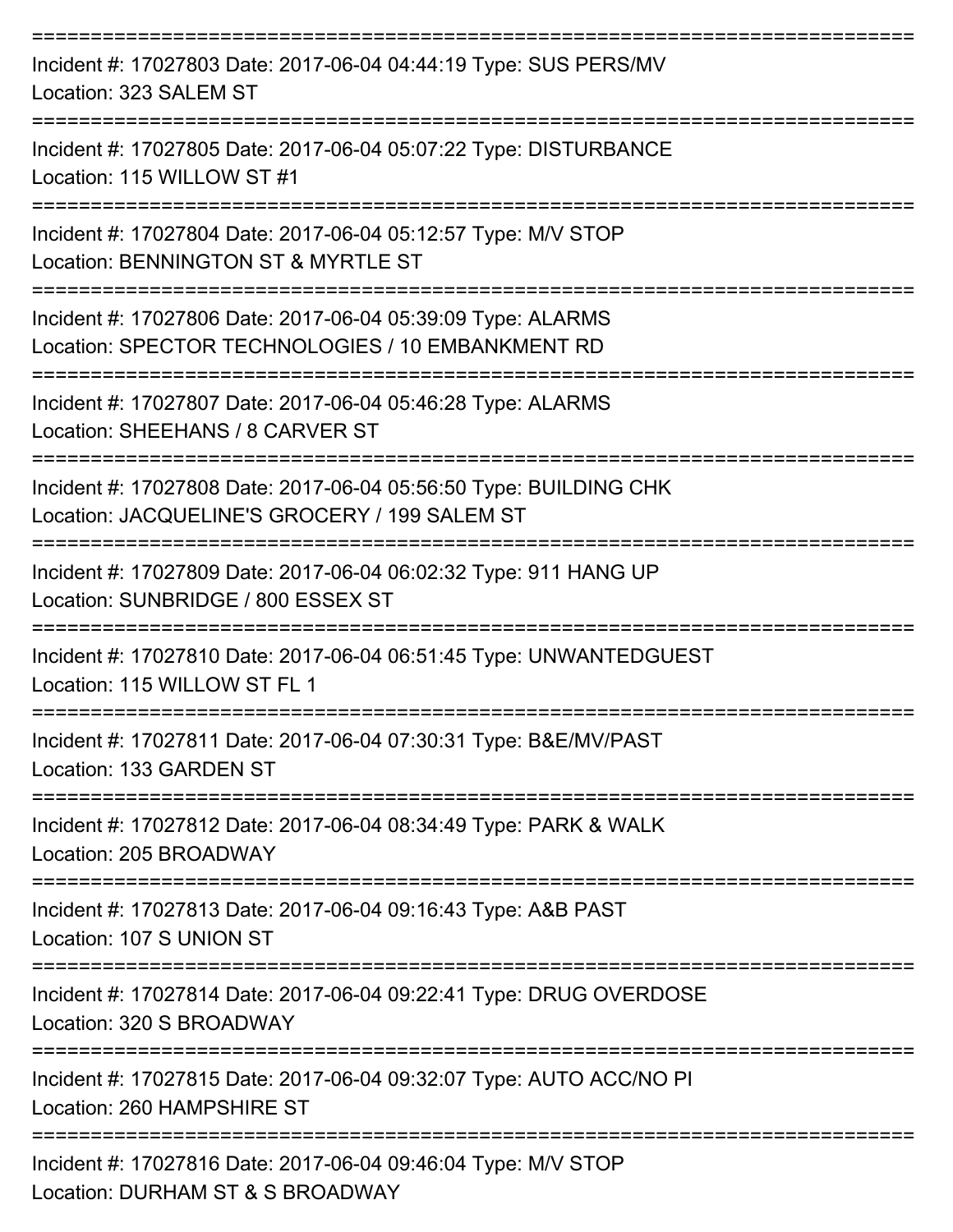===========================================================================
Incident #: 17027803 Date: 2017-06-04 04:44:19 Type: SUS PERS/MV
Location: 323 SALEM ST
===========================================================================
Incident #: 17027805 Date: 2017-06-04 05:07:22 Type: DISTURBANCE
Location: 115 WILLOW ST #1
===========================================================================
Incident #: 17027804 Date: 2017-06-04 05:12:57 Type: M/V STOP
Location: BENNINGTON ST & MYRTLE ST
===========================================================================
Incident #: 17027806 Date: 2017-06-04 05:39:09 Type: ALARMS
Location: SPECTOR TECHNOLOGIES / 10 EMBANKMENT RD
===========================================================================
Incident #: 17027807 Date: 2017-06-04 05:46:28 Type: ALARMS
Location: SHEEHANS / 8 CARVER ST
===========================================================================
Incident #: 17027808 Date: 2017-06-04 05:56:50 Type: BUILDING CHK
Location: JACQUELINE'S GROCERY / 199 SALEM ST
===========================================================================
Incident #: 17027809 Date: 2017-06-04 06:02:32 Type: 911 HANG UP
Location: SUNBRIDGE / 800 ESSEX ST
===========================================================================
Incident #: 17027810 Date: 2017-06-04 06:51:45 Type: UNWANTEDGUEST
Location: 115 WILLOW ST FL 1
===========================================================================
Incident #: 17027811 Date: 2017-06-04 07:30:31 Type: B&E/MV/PAST
Location: 133 GARDEN ST
===========================================================================
Incident #: 17027812 Date: 2017-06-04 08:34:49 Type: PARK & WALK
Location: 205 BROADWAY
===========================================================================
Incident #: 17027813 Date: 2017-06-04 09:16:43 Type: A&B PAST
Location: 107 S UNION ST
===========================================================================
Incident #: 17027814 Date: 2017-06-04 09:22:41 Type: DRUG OVERDOSE
Location: 320 S BROADWAY
===========================================================================
Incident #: 17027815 Date: 2017-06-04 09:32:07 Type: AUTO ACC/NO PI
Location: 260 HAMPSHIRE ST
===========================================================================
Incident #: 17027816 Date: 2017-06-04 09:46:04 Type: M/V STOP
Location: DURHAM ST & S BROADWAY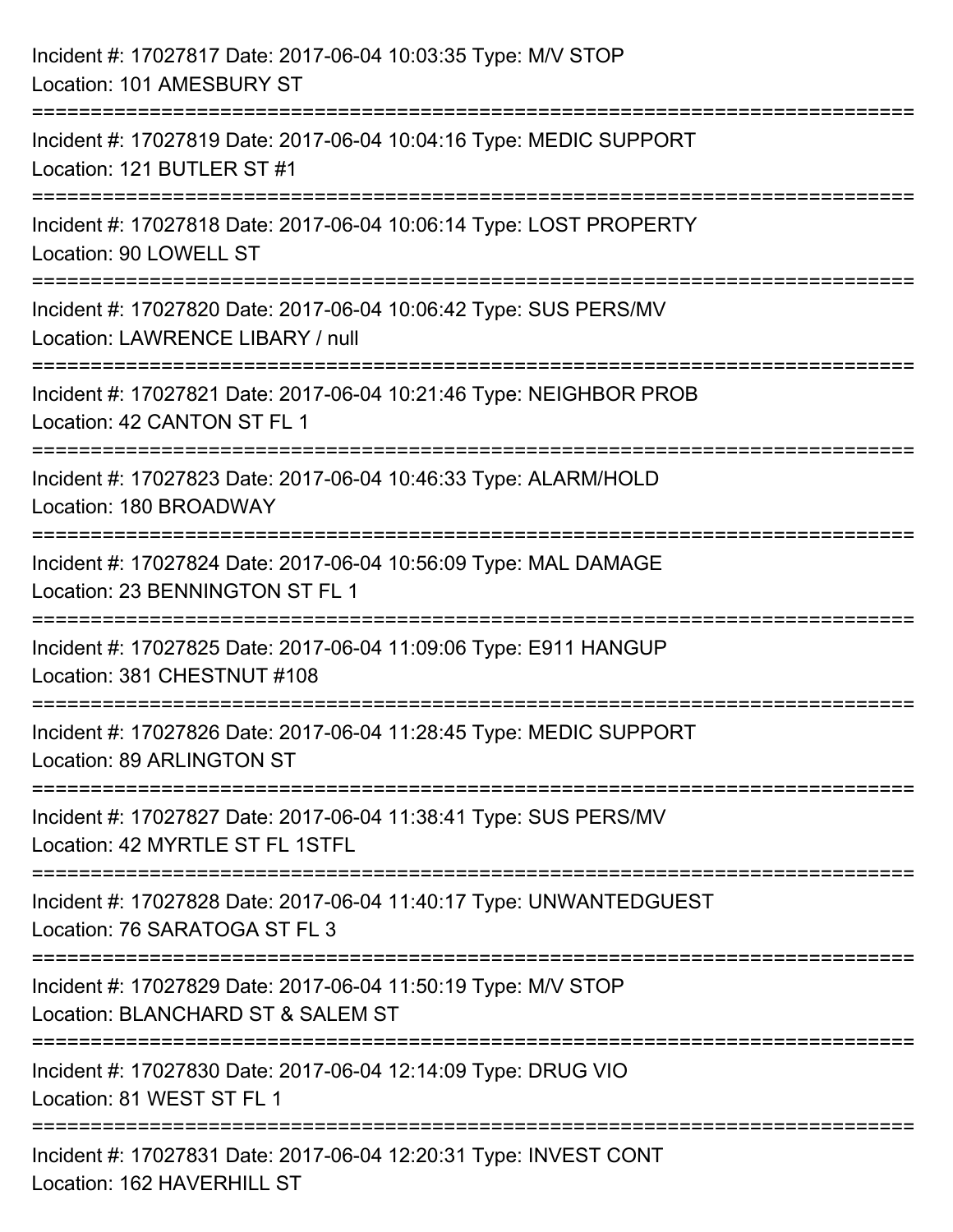Incident #: 17027817 Date: 2017-06-04 10:03:35 Type: M/V STOP
Location: 101 AMESBURY ST

===========================================================================

Incident #: 17027819 Date: 2017-06-04 10:04:16 Type: MEDIC SUPPORT
Location: 121 BUTLER ST #1

===========================================================================

Incident #: 17027818 Date: 2017-06-04 10:06:14 Type: LOST PROPERTY
Location: 90 LOWELL ST

===========================================================================

Incident #: 17027820 Date: 2017-06-04 10:06:42 Type: SUS PERS/MV
Location: LAWRENCE LIBARY / null

===========================================================================

Incident #: 17027821 Date: 2017-06-04 10:21:46 Type: NEIGHBOR PROB
Location: 42 CANTON ST FL 1

===========================================================================

Incident #: 17027823 Date: 2017-06-04 10:46:33 Type: ALARM/HOLD
Location: 180 BROADWAY

===========================================================================

Incident #: 17027824 Date: 2017-06-04 10:56:09 Type: MAL DAMAGE
Location: 23 BENNINGTON ST FL 1

===========================================================================

Incident #: 17027825 Date: 2017-06-04 11:09:06 Type: E911 HANGUP
Location: 381 CHESTNUT #108

===========================================================================

Incident #: 17027826 Date: 2017-06-04 11:28:45 Type: MEDIC SUPPORT
Location: 89 ARLINGTON ST

===========================================================================

Incident #: 17027827 Date: 2017-06-04 11:38:41 Type: SUS PERS/MV
Location: 42 MYRTLE ST FL 1STFL

===========================================================================

Incident #: 17027828 Date: 2017-06-04 11:40:17 Type: UNWANTEDGUEST
Location: 76 SARATOGA ST FL 3

===========================================================================

Incident #: 17027829 Date: 2017-06-04 11:50:19 Type: M/V STOP
Location: BLANCHARD ST & SALEM ST

===========================================================================

Incident #: 17027830 Date: 2017-06-04 12:14:09 Type: DRUG VIO
Location: 81 WEST ST FL 1

===========================================================================

Incident #: 17027831 Date: 2017-06-04 12:20:31 Type: INVEST CONT
Location: 162 HAVERHILL ST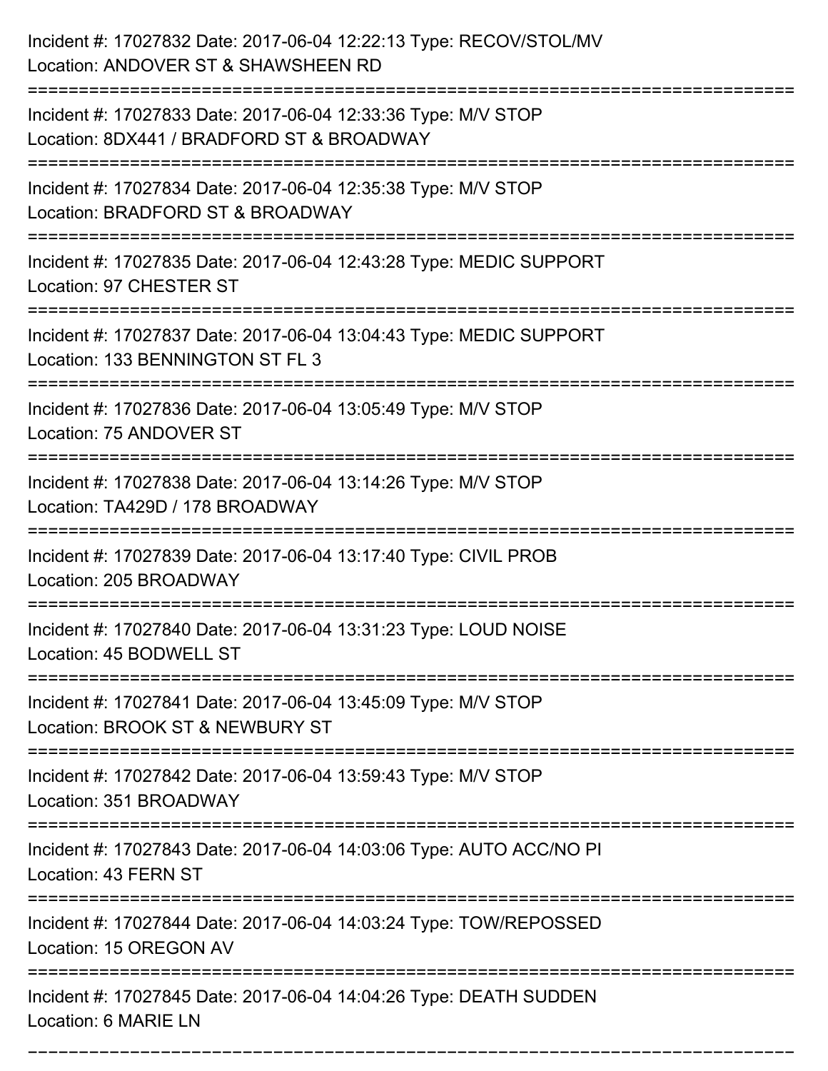Incident #: 17027832 Date: 2017-06-04 12:22:13 Type: RECOV/STOL/MV
Location: ANDOVER ST & SHAWSHEEN RD

===========================================================================

Incident #: 17027833 Date: 2017-06-04 12:33:36 Type: M/V STOP
Location: 8DX441 / BRADFORD ST & BROADWAY

===========================================================================

Incident #: 17027834 Date: 2017-06-04 12:35:38 Type: M/V STOP
Location: BRADFORD ST & BROADWAY

===========================================================================

Incident #: 17027835 Date: 2017-06-04 12:43:28 Type: MEDIC SUPPORT
Location: 97 CHESTER ST

===========================================================================

Incident #: 17027837 Date: 2017-06-04 13:04:43 Type: MEDIC SUPPORT
Location: 133 BENNINGTON ST FL 3

===========================================================================

Incident #: 17027836 Date: 2017-06-04 13:05:49 Type: M/V STOP
Location: 75 ANDOVER ST

===========================================================================

Incident #: 17027838 Date: 2017-06-04 13:14:26 Type: M/V STOP
Location: TA429D / 178 BROADWAY

===========================================================================

Incident #: 17027839 Date: 2017-06-04 13:17:40 Type: CIVIL PROB
Location: 205 BROADWAY

===========================================================================

Incident #: 17027840 Date: 2017-06-04 13:31:23 Type: LOUD NOISE
Location: 45 BODWELL ST

===========================================================================

Incident #: 17027841 Date: 2017-06-04 13:45:09 Type: M/V STOP
Location: BROOK ST & NEWBURY ST

===========================================================================

Incident #: 17027842 Date: 2017-06-04 13:59:43 Type: M/V STOP
Location: 351 BROADWAY

===========================================================================

Incident #: 17027843 Date: 2017-06-04 14:03:06 Type: AUTO ACC/NO PI
Location: 43 FERN ST

===========================================================================

Incident #: 17027844 Date: 2017-06-04 14:03:24 Type: TOW/REPOSSED
Location: 15 OREGON AV

===========================================================================

Incident #: 17027845 Date: 2017-06-04 14:04:26 Type: DEATH SUDDEN
Location: 6 MARIE LN

===========================================================================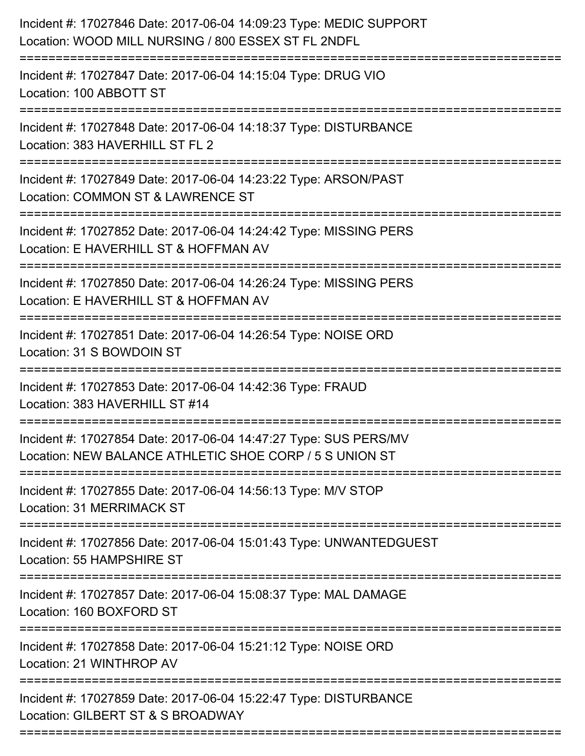Incident #: 17027846 Date: 2017-06-04 14:09:23 Type: MEDIC SUPPORT
Location: WOOD MILL NURSING / 800 ESSEX ST FL 2NDFL

===========================================================================

Incident #: 17027847 Date: 2017-06-04 14:15:04 Type: DRUG VIO
Location: 100 ABBOTT ST

===========================================================================

Incident #: 17027848 Date: 2017-06-04 14:18:37 Type: DISTURBANCE
Location: 383 HAVERHILL ST FL 2

===========================================================================

Incident #: 17027849 Date: 2017-06-04 14:23:22 Type: ARSON/PAST
Location: COMMON ST & LAWRENCE ST

===========================================================================

Incident #: 17027852 Date: 2017-06-04 14:24:42 Type: MISSING PERS
Location: E HAVERHILL ST & HOFFMAN AV

===========================================================================

Incident #: 17027850 Date: 2017-06-04 14:26:24 Type: MISSING PERS
Location: E HAVERHILL ST & HOFFMAN AV

===========================================================================

Incident #: 17027851 Date: 2017-06-04 14:26:54 Type: NOISE ORD
Location: 31 S BOWDOIN ST

===========================================================================

Incident #: 17027853 Date: 2017-06-04 14:42:36 Type: FRAUD
Location: 383 HAVERHILL ST #14

===========================================================================

Incident #: 17027854 Date: 2017-06-04 14:47:27 Type: SUS PERS/MV
Location: NEW BALANCE ATHLETIC SHOE CORP / 5 S UNION ST

===========================================================================

Incident #: 17027855 Date: 2017-06-04 14:56:13 Type: M/V STOP
Location: 31 MERRIMACK ST

===========================================================================

Incident #: 17027856 Date: 2017-06-04 15:01:43 Type: UNWANTEDGUEST
Location: 55 HAMPSHIRE ST

===========================================================================

Incident #: 17027857 Date: 2017-06-04 15:08:37 Type: MAL DAMAGE
Location: 160 BOXFORD ST

===========================================================================

Incident #: 17027858 Date: 2017-06-04 15:21:12 Type: NOISE ORD
Location: 21 WINTHROP AV

===========================================================================

Incident #: 17027859 Date: 2017-06-04 15:22:47 Type: DISTURBANCE
Location: GILBERT ST & S BROADWAY

===========================================================================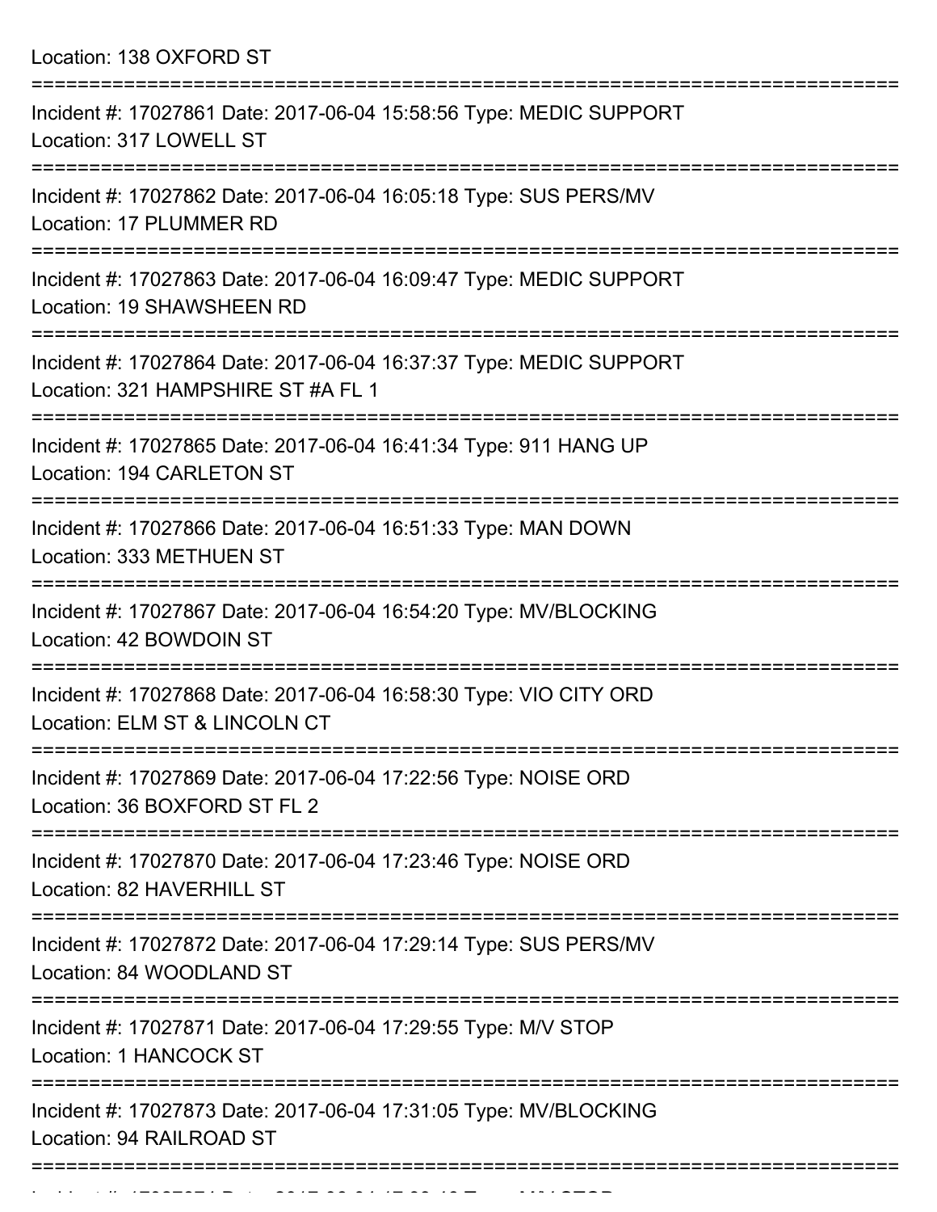Location: 138 OXFORD ST

===========================================================================

Incident #: 17027861 Date: 2017-06-04 15:58:56 Type: MEDIC SUPPORT
Location: 317 LOWELL ST

===========================================================================

Incident #: 17027862 Date: 2017-06-04 16:05:18 Type: SUS PERS/MV
Location: 17 PLUMMER RD

===========================================================================

Incident #: 17027863 Date: 2017-06-04 16:09:47 Type: MEDIC SUPPORT
Location: 19 SHAWSHEEN RD

===========================================================================

Incident #: 17027864 Date: 2017-06-04 16:37:37 Type: MEDIC SUPPORT
Location: 321 HAMPSHIRE ST #A FL 1

===========================================================================

Incident #: 17027865 Date: 2017-06-04 16:41:34 Type: 911 HANG UP
Location: 194 CARLETON ST

===========================================================================

Incident #: 17027866 Date: 2017-06-04 16:51:33 Type: MAN DOWN
Location: 333 METHUEN ST

===========================================================================

Incident #: 17027867 Date: 2017-06-04 16:54:20 Type: MV/BLOCKING
Location: 42 BOWDOIN ST

===========================================================================

Incident #: 17027868 Date: 2017-06-04 16:58:30 Type: VIO CITY ORD
Location: ELM ST & LINCOLN CT

===========================================================================

Incident #: 17027869 Date: 2017-06-04 17:22:56 Type: NOISE ORD
Location: 36 BOXFORD ST FL 2

===========================================================================

Incident #: 17027870 Date: 2017-06-04 17:23:46 Type: NOISE ORD
Location: 82 HAVERHILL ST

===========================================================================

Incident #: 17027872 Date: 2017-06-04 17:29:14 Type: SUS PERS/MV
Location: 84 WOODLAND ST

===========================================================================

Incident #: 17027871 Date: 2017-06-04 17:29:55 Type: M/V STOP
Location: 1 HANCOCK ST

===========================================================================

Incident #: 17027873 Date: 2017-06-04 17:31:05 Type: MV/BLOCKING
Location: 94 RAILROAD ST

===========================================================================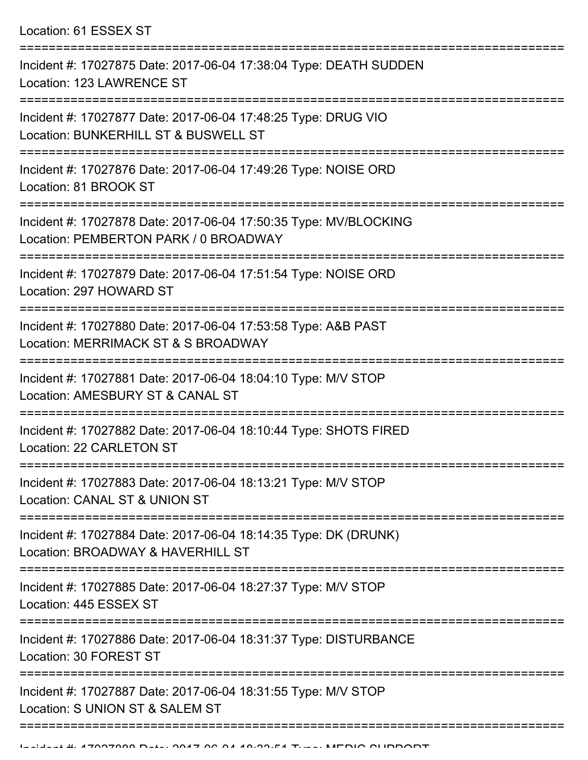Location: 61 ESSEX ST

===========================================================================

Incident #: 17027875 Date: 2017-06-04 17:38:04 Type: DEATH SUDDEN
Location: 123 LAWRENCE ST

===========================================================================

Incident #: 17027877 Date: 2017-06-04 17:48:25 Type: DRUG VIO
Location: BUNKERHILL ST & BUSWELL ST

===========================================================================

Incident #: 17027876 Date: 2017-06-04 17:49:26 Type: NOISE ORD
Location: 81 BROOK ST

===========================================================================

Incident #: 17027878 Date: 2017-06-04 17:50:35 Type: MV/BLOCKING
Location: PEMBERTON PARK / 0 BROADWAY

===========================================================================

Incident #: 17027879 Date: 2017-06-04 17:51:54 Type: NOISE ORD
Location: 297 HOWARD ST

===========================================================================

Incident #: 17027880 Date: 2017-06-04 17:53:58 Type: A&B PAST
Location: MERRIMACK ST & S BROADWAY

===========================================================================

Incident #: 17027881 Date: 2017-06-04 18:04:10 Type: M/V STOP
Location: AMESBURY ST & CANAL ST

===========================================================================

Incident #: 17027882 Date: 2017-06-04 18:10:44 Type: SHOTS FIRED
Location: 22 CARLETON ST

===========================================================================

Incident #: 17027883 Date: 2017-06-04 18:13:21 Type: M/V STOP
Location: CANAL ST & UNION ST

===========================================================================

Incident #: 17027884 Date: 2017-06-04 18:14:35 Type: DK (DRUNK)
Location: BROADWAY & HAVERHILL ST

===========================================================================

Incident #: 17027885 Date: 2017-06-04 18:27:37 Type: M/V STOP
Location: 445 ESSEX ST

===========================================================================

Incident #: 17027886 Date: 2017-06-04 18:31:37 Type: DISTURBANCE
Location: 30 FOREST ST

===========================================================================

Incident #: 17027887 Date: 2017-06-04 18:31:55 Type: M/V STOP
Location: S UNION ST & SALEM ST

===========================================================================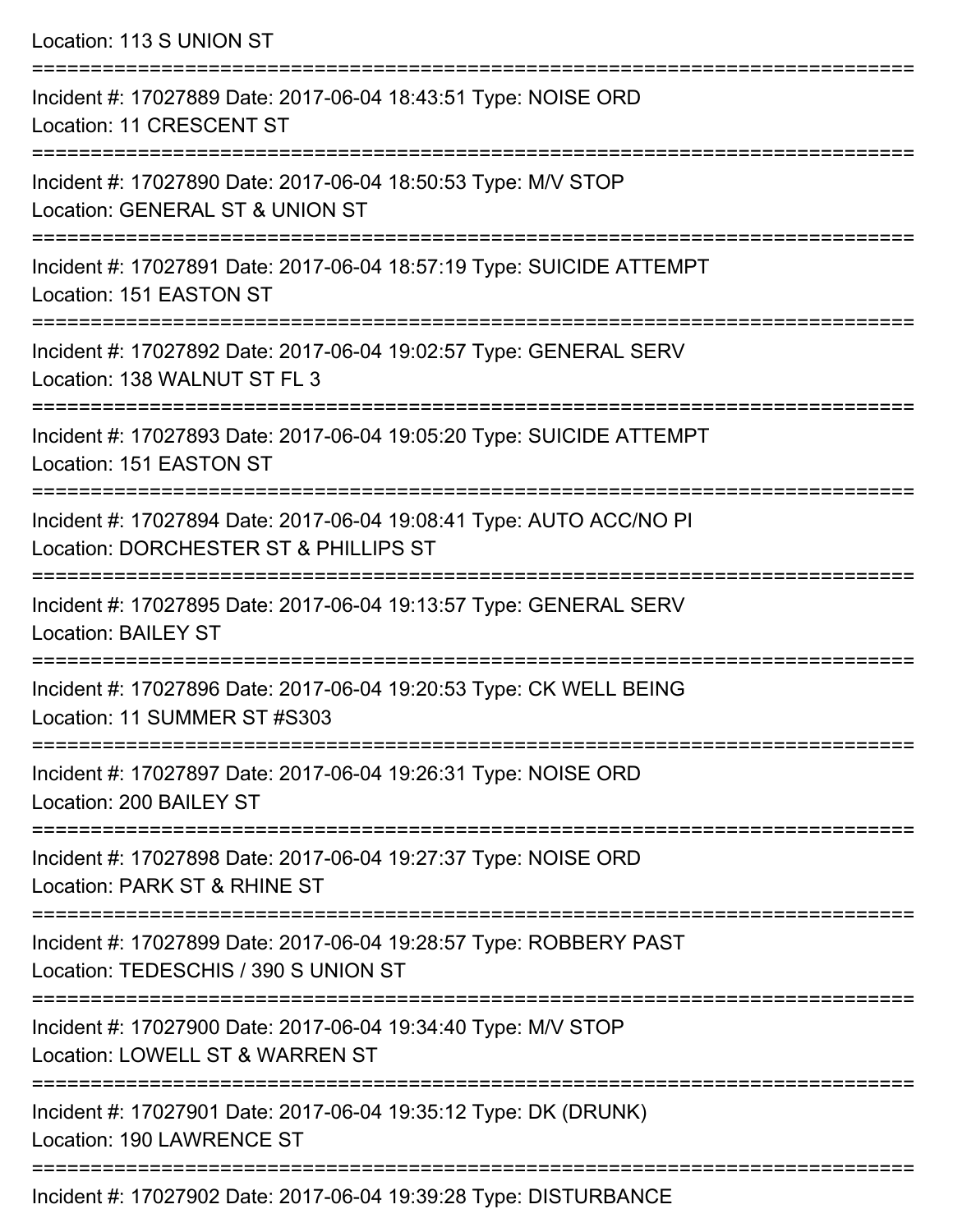Location: 113 S UNION ST

===========================================================================

Incident #: 17027889 Date: 2017-06-04 18:43:51 Type: NOISE ORD
Location: 11 CRESCENT ST

===========================================================================

Incident #: 17027890 Date: 2017-06-04 18:50:53 Type: M/V STOP
Location: GENERAL ST & UNION ST

===========================================================================

Incident #: 17027891 Date: 2017-06-04 18:57:19 Type: SUICIDE ATTEMPT
Location: 151 EASTON ST

===========================================================================

Incident #: 17027892 Date: 2017-06-04 19:02:57 Type: GENERAL SERV
Location: 138 WALNUT ST FL 3

===========================================================================

Incident #: 17027893 Date: 2017-06-04 19:05:20 Type: SUICIDE ATTEMPT
Location: 151 EASTON ST

===========================================================================

Incident #: 17027894 Date: 2017-06-04 19:08:41 Type: AUTO ACC/NO PI
Location: DORCHESTER ST & PHILLIPS ST

===========================================================================

Incident #: 17027895 Date: 2017-06-04 19:13:57 Type: GENERAL SERV
Location: BAILEY ST

===========================================================================

Incident #: 17027896 Date: 2017-06-04 19:20:53 Type: CK WELL BEING
Location: 11 SUMMER ST #S303

===========================================================================

Incident #: 17027897 Date: 2017-06-04 19:26:31 Type: NOISE ORD
Location: 200 BAILEY ST

===========================================================================

Incident #: 17027898 Date: 2017-06-04 19:27:37 Type: NOISE ORD
Location: PARK ST & RHINE ST

===========================================================================

Incident #: 17027899 Date: 2017-06-04 19:28:57 Type: ROBBERY PAST
Location: TEDESCHIS / 390 S UNION ST

===========================================================================

Incident #: 17027900 Date: 2017-06-04 19:34:40 Type: M/V STOP
Location: LOWELL ST & WARREN ST

===========================================================================

Incident #: 17027901 Date: 2017-06-04 19:35:12 Type: DK (DRUNK)
Location: 190 LAWRENCE ST

===========================================================================

Incident #: 17027902 Date: 2017-06-04 19:39:28 Type: DISTURBANCE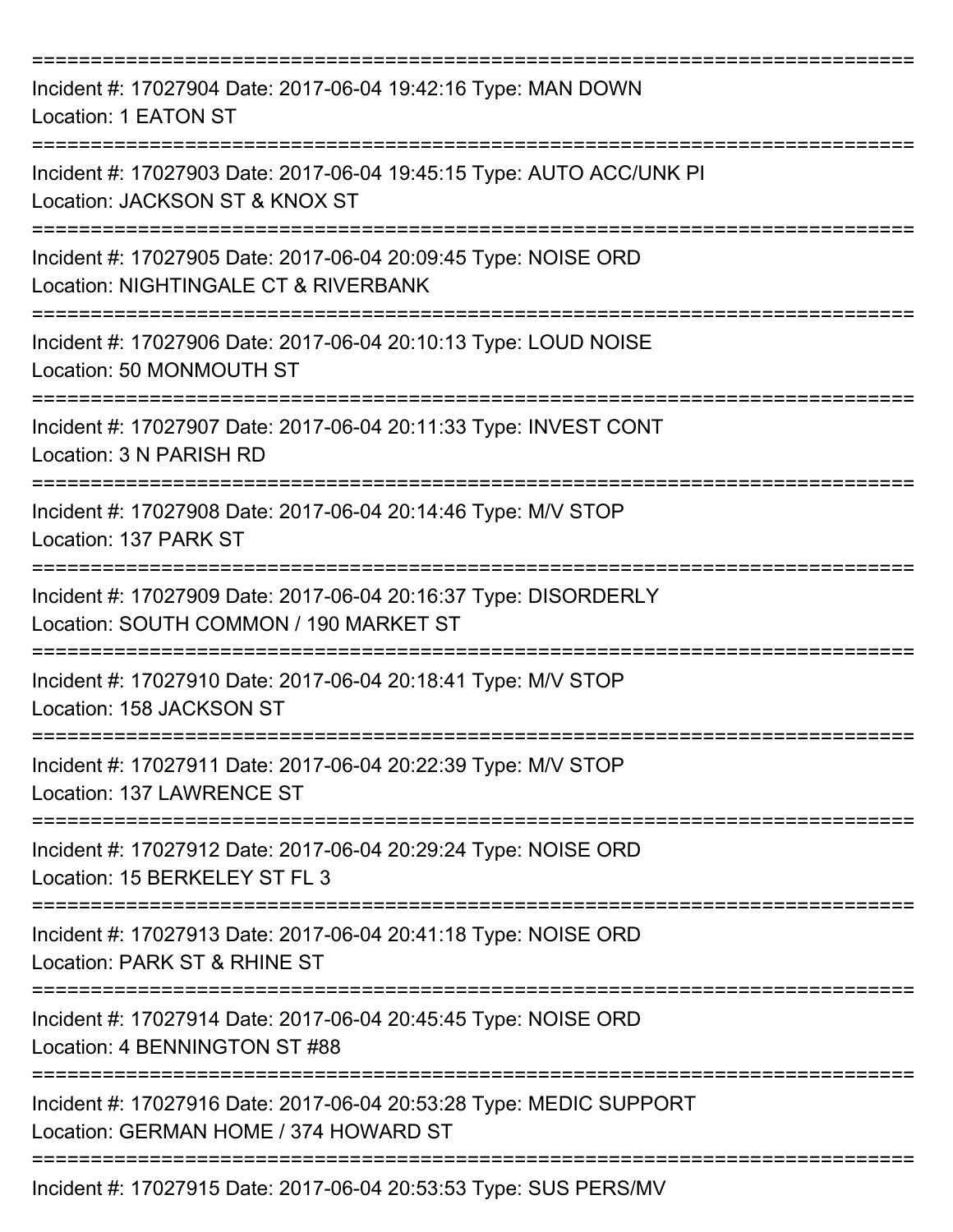===========================================================================

Incident #: 17027904 Date: 2017-06-04 19:42:16 Type: MAN DOWN
Location: 1 EATON ST

===========================================================================

Incident #: 17027903 Date: 2017-06-04 19:45:15 Type: AUTO ACC/UNK PI
Location: JACKSON ST & KNOX ST

===========================================================================

Incident #: 17027905 Date: 2017-06-04 20:09:45 Type: NOISE ORD
Location: NIGHTINGALE CT & RIVERBANK

===========================================================================

Incident #: 17027906 Date: 2017-06-04 20:10:13 Type: LOUD NOISE
Location: 50 MONMOUTH ST

===========================================================================

Incident #: 17027907 Date: 2017-06-04 20:11:33 Type: INVEST CONT
Location: 3 N PARISH RD

===========================================================================

Incident #: 17027908 Date: 2017-06-04 20:14:46 Type: M/V STOP
Location: 137 PARK ST

===========================================================================

Incident #: 17027909 Date: 2017-06-04 20:16:37 Type: DISORDERLY
Location: SOUTH COMMON / 190 MARKET ST

===========================================================================

Incident #: 17027910 Date: 2017-06-04 20:18:41 Type: M/V STOP
Location: 158 JACKSON ST

===========================================================================

Incident #: 17027911 Date: 2017-06-04 20:22:39 Type: M/V STOP
Location: 137 LAWRENCE ST

===========================================================================

Incident #: 17027912 Date: 2017-06-04 20:29:24 Type: NOISE ORD
Location: 15 BERKELEY ST FL 3

===========================================================================

Incident #: 17027913 Date: 2017-06-04 20:41:18 Type: NOISE ORD
Location: PARK ST & RHINE ST

===========================================================================

Incident #: 17027914 Date: 2017-06-04 20:45:45 Type: NOISE ORD
Location: 4 BENNINGTON ST #88

===========================================================================

Incident #: 17027916 Date: 2017-06-04 20:53:28 Type: MEDIC SUPPORT
Location: GERMAN HOME / 374 HOWARD ST

===========================================================================

Incident #: 17027915 Date: 2017-06-04 20:53:53 Type: SUS PERS/MV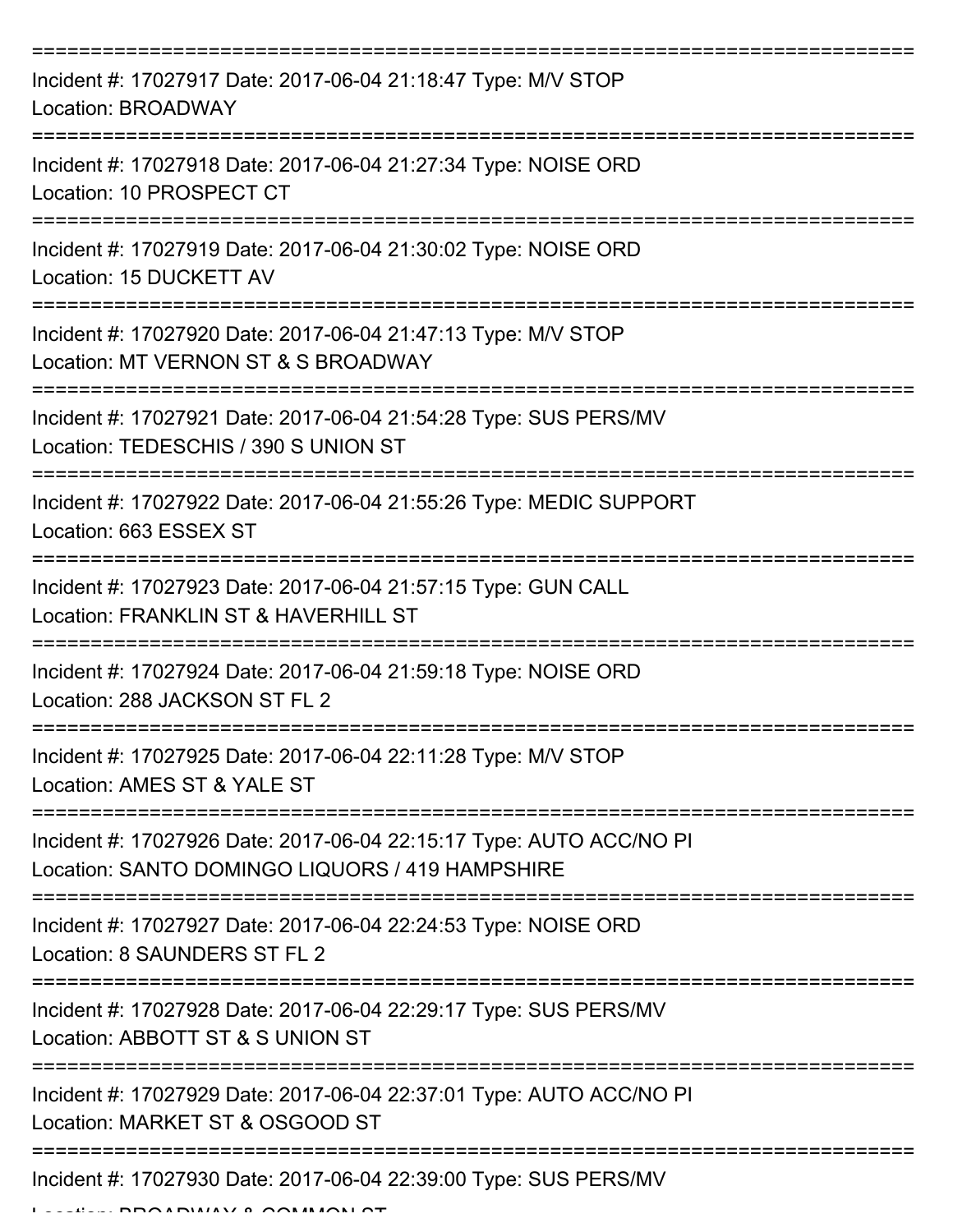===========================================================================

Incident #: 17027917 Date: 2017-06-04 21:18:47 Type: M/V STOP

Location: BROADWAY

===========================================================================

Incident #: 17027918 Date: 2017-06-04 21:27:34 Type: NOISE ORD

Location: 10 PROSPECT CT

===========================================================================

Incident #: 17027919 Date: 2017-06-04 21:30:02 Type: NOISE ORD

Location: 15 DUCKETT AV

===========================================================================

Incident #: 17027920 Date: 2017-06-04 21:47:13 Type: M/V STOP

Location: MT VERNON ST & S BROADWAY

===========================================================================

Incident #: 17027921 Date: 2017-06-04 21:54:28 Type: SUS PERS/MV

Location: TEDESCHIS / 390 S UNION ST

===========================================================================

Incident #: 17027922 Date: 2017-06-04 21:55:26 Type: MEDIC SUPPORT

Location: 663 ESSEX ST

===========================================================================

Incident #: 17027923 Date: 2017-06-04 21:57:15 Type: GUN CALL

Location: FRANKLIN ST & HAVERHILL ST

===========================================================================

Incident #: 17027924 Date: 2017-06-04 21:59:18 Type: NOISE ORD

Location: 288 JACKSON ST FL 2

===========================================================================

Incident #: 17027925 Date: 2017-06-04 22:11:28 Type: M/V STOP

Location: AMES ST & YALE ST

===========================================================================

Incident #: 17027926 Date: 2017-06-04 22:15:17 Type: AUTO ACC/NO PI

Location: SANTO DOMINGO LIQUORS / 419 HAMPSHIRE

===========================================================================

Incident #: 17027927 Date: 2017-06-04 22:24:53 Type: NOISE ORD

Location: 8 SAUNDERS ST FL 2

===========================================================================

Incident #: 17027928 Date: 2017-06-04 22:29:17 Type: SUS PERS/MV

Location: ABBOTT ST & S UNION ST

===========================================================================

Incident #: 17027929 Date: 2017-06-04 22:37:01 Type: AUTO ACC/NO PI

Location: MARKET ST & OSGOOD ST

===========================================================================

Incident #: 17027930 Date: 2017-06-04 22:39:00 Type: SUS PERS/MV

Location: BROADWAY & COMMON ST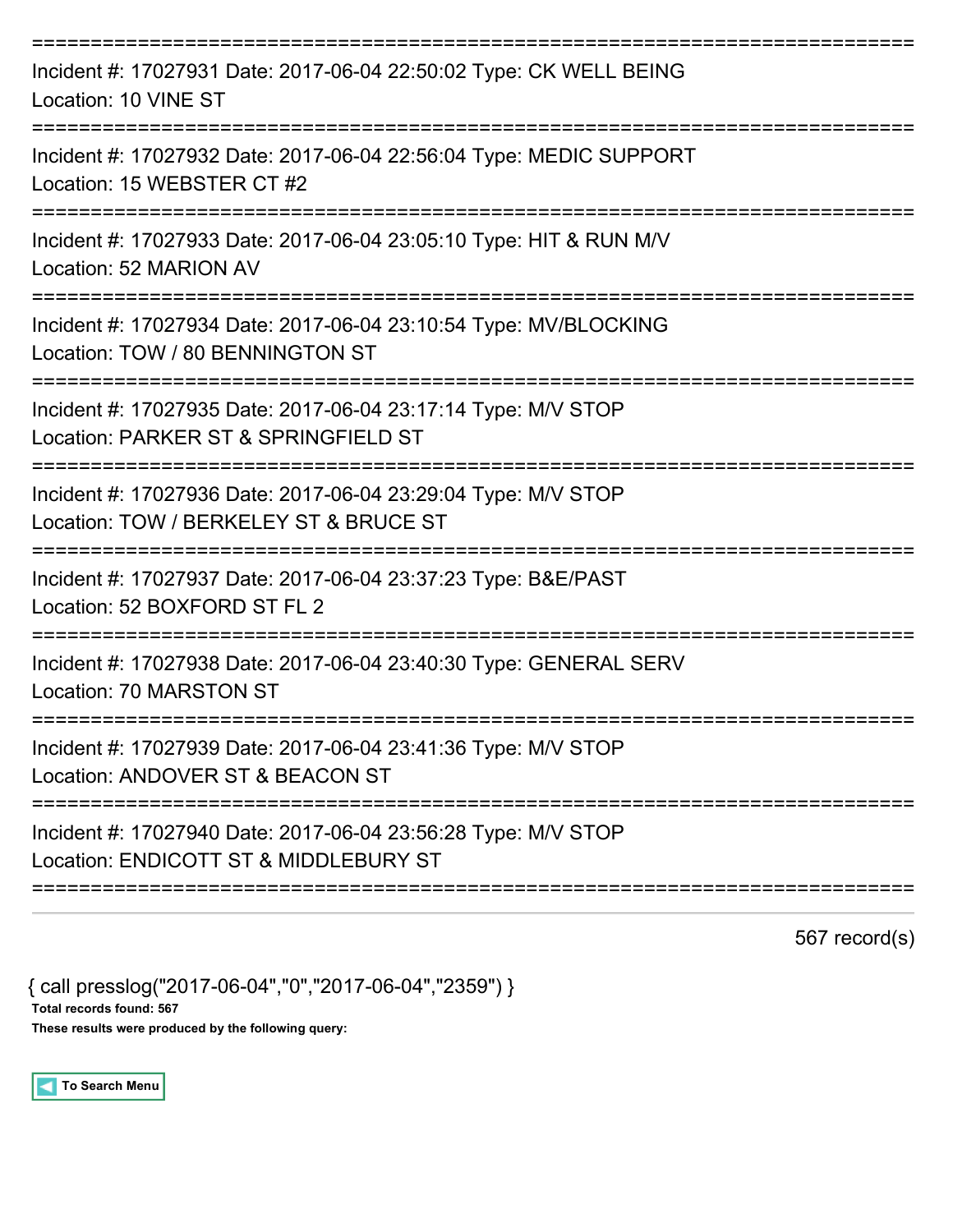===========================================================================

Incident #: 17027931 Date: 2017-06-04 22:50:02 Type: CK WELL BEING
Location: 10 VINE ST

===========================================================================

Incident #: 17027932 Date: 2017-06-04 22:56:04 Type: MEDIC SUPPORT
Location: 15 WEBSTER CT #2

===========================================================================

Incident #: 17027933 Date: 2017-06-04 23:05:10 Type: HIT & RUN M/V
Location: 52 MARION AV

===========================================================================

Incident #: 17027934 Date: 2017-06-04 23:10:54 Type: MV/BLOCKING
Location: TOW / 80 BENNINGTON ST

===========================================================================

Incident #: 17027935 Date: 2017-06-04 23:17:14 Type: M/V STOP
Location: PARKER ST & SPRINGFIELD ST

===========================================================================

Incident #: 17027936 Date: 2017-06-04 23:29:04 Type: M/V STOP
Location: TOW / BERKELEY ST & BRUCE ST

===========================================================================

Incident #: 17027937 Date: 2017-06-04 23:37:23 Type: B&E/PAST
Location: 52 BOXFORD ST FL 2

===========================================================================

Incident #: 17027938 Date: 2017-06-04 23:40:30 Type: GENERAL SERV
Location: 70 MARSTON ST

===========================================================================

Incident #: 17027939 Date: 2017-06-04 23:41:36 Type: M/V STOP
Location: ANDOVER ST & BEACON ST

===========================================================================

Incident #: 17027940 Date: 2017-06-04 23:56:28 Type: M/V STOP
Location: ENDICOTT ST & MIDDLEBURY ST

===========================================================================

567 record(s)

{ call presslog("2017-06-04","0","2017-06-04","2359") }

**Total records found: 567**

**These results were produced by the following query:**

To Search Menu